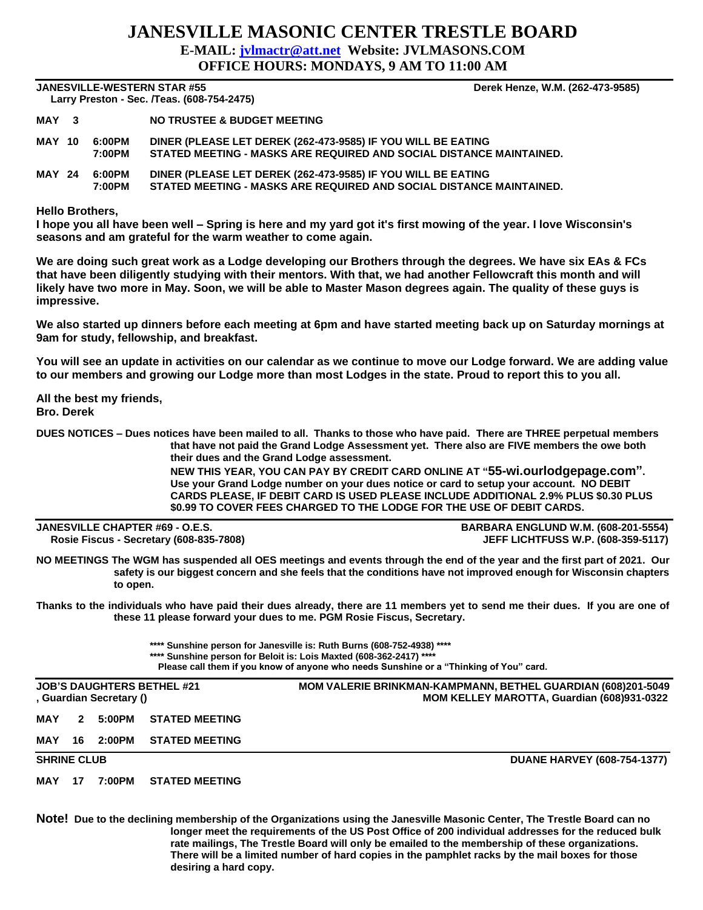# JANESVILLE MASONIC CENTER TRESTLE BOARD

**E-MAIL: jvlmactr@att.net Website: JVLMASONS.COM**

**OFFICE HOURS: MONDAYS, 9 AM TO 11:00 AM**

---

**JANESVILLE-WESTERN STAR #55** — **Derek Henze, W.M. (262-473-9585)**

**Larry Preston - Sec. /Teas. (608-754-2475)**

| | | |
|---|---|---|
| **MAY 3** | | **NO TRUSTEE & BUDGET MEETING** |
| **MAY 10** | **6:00PM** | **DINER (PLEASE LET DEREK (262-473-9585) IF YOU WILL BE EATING** |
| | **7:00PM** | **STATED MEETING - MASKS ARE REQUIRED AND SOCIAL DISTANCE MAINTAINED.** |
| **MAY 24** | **6:00PM** | **DINER (PLEASE LET DEREK (262-473-9585) IF YOU WILL BE EATING** |
| | **7:00PM** | **STATED MEETING - MASKS ARE REQUIRED AND SOCIAL DISTANCE MAINTAINED.** |

**Hello Brothers,**

**I hope you all have been well – Spring is here and my yard got it's first mowing of the year. I love Wisconsin's seasons and am grateful for the warm weather to come again.**

**We are doing such great work as a Lodge developing our Brothers through the degrees. We have six EAs & FCs that have been diligently studying with their mentors. With that, we had another Fellowcraft this month and will likely have two more in May. Soon, we will be able to Master Mason degrees again. The quality of these guys is impressive.**

**We also started up dinners before each meeting at 6pm and have started meeting back up on Saturday mornings at 9am for study, fellowship, and breakfast.**

**You will see an update in activities on our calendar as we continue to move our Lodge forward. We are adding value to our members and growing our Lodge more than most Lodges in the state. Proud to report this to you all.**

**All the best my friends,**
**Bro. Derek**

**DUES NOTICES – Dues notices have been mailed to all. Thanks to those who have paid. There are THREE perpetual members that have not paid the Grand Lodge Assessment yet. There also are FIVE members the owe both their dues and the Grand Lodge assessment.**

**NEW THIS YEAR, YOU CAN PAY BY CREDIT CARD ONLINE AT "55-wi.ourlodgepage.com". Use your Grand Lodge number on your dues notice or card to setup your account. NO DEBIT CARDS PLEASE, IF DEBIT CARD IS USED PLEASE INCLUDE ADDITIONAL 2.9% PLUS $0.30 PLUS $0.99 TO COVER FEES CHARGED TO THE LODGE FOR THE USE OF DEBIT CARDS.**

---

**JANESVILLE CHAPTER #69 - O.E.S.** — **BARBARA ENGLUND W.M. (608-201-5554)**

**Rosie Fiscus - Secretary (608-835-7808)** — **JEFF LICHTFUSS W.P. (608-359-5117)**

**NO MEETINGS The WGM has suspended all OES meetings and events through the end of the year and the first part of 2021. Our safety is our biggest concern and she feels that the conditions have not improved enough for Wisconsin chapters to open.**

**Thanks to the individuals who have paid their dues already, there are 11 members yet to send me their dues. If you are one of these 11 please forward your dues to me. PGM Rosie Fiscus, Secretary.**

**\*\*\*\* Sunshine person for Janesville is: Ruth Burns (608-752-4938) \*\*\*\***
**\*\*\*\* Sunshine person for Beloit is: Lois Maxted (608-362-2417) \*\*\*\***
**Please call them if you know of anyone who needs Sunshine or a "Thinking of You" card.**

---

**JOB'S DAUGHTERS BETHEL #21** — **MOM VALERIE BRINKMAN-KAMPMANN, BETHEL GUARDIAN (608)201-5049**

**, Guardian Secretary ()** — **MOM KELLEY MAROTTA, Guardian (608)931-0322**

| | | |
|---|---|---|
| **MAY 2** | **5:00PM** | **STATED MEETING** |
| **MAY 16** | **2:00PM** | **STATED MEETING** |

---

**SHRINE CLUB** — **DUANE HARVEY (608-754-1377)**

| | | |
|---|---|---|
| **MAY 17** | **7:00PM** | **STATED MEETING** |

**Note! Due to the declining membership of the Organizations using the Janesville Masonic Center, The Trestle Board can no longer meet the requirements of the US Post Office of 200 individual addresses for the reduced bulk rate mailings, The Trestle Board will only be emailed to the membership of these organizations. There will be a limited number of hard copies in the pamphlet racks by the mail boxes for those desiring a hard copy.**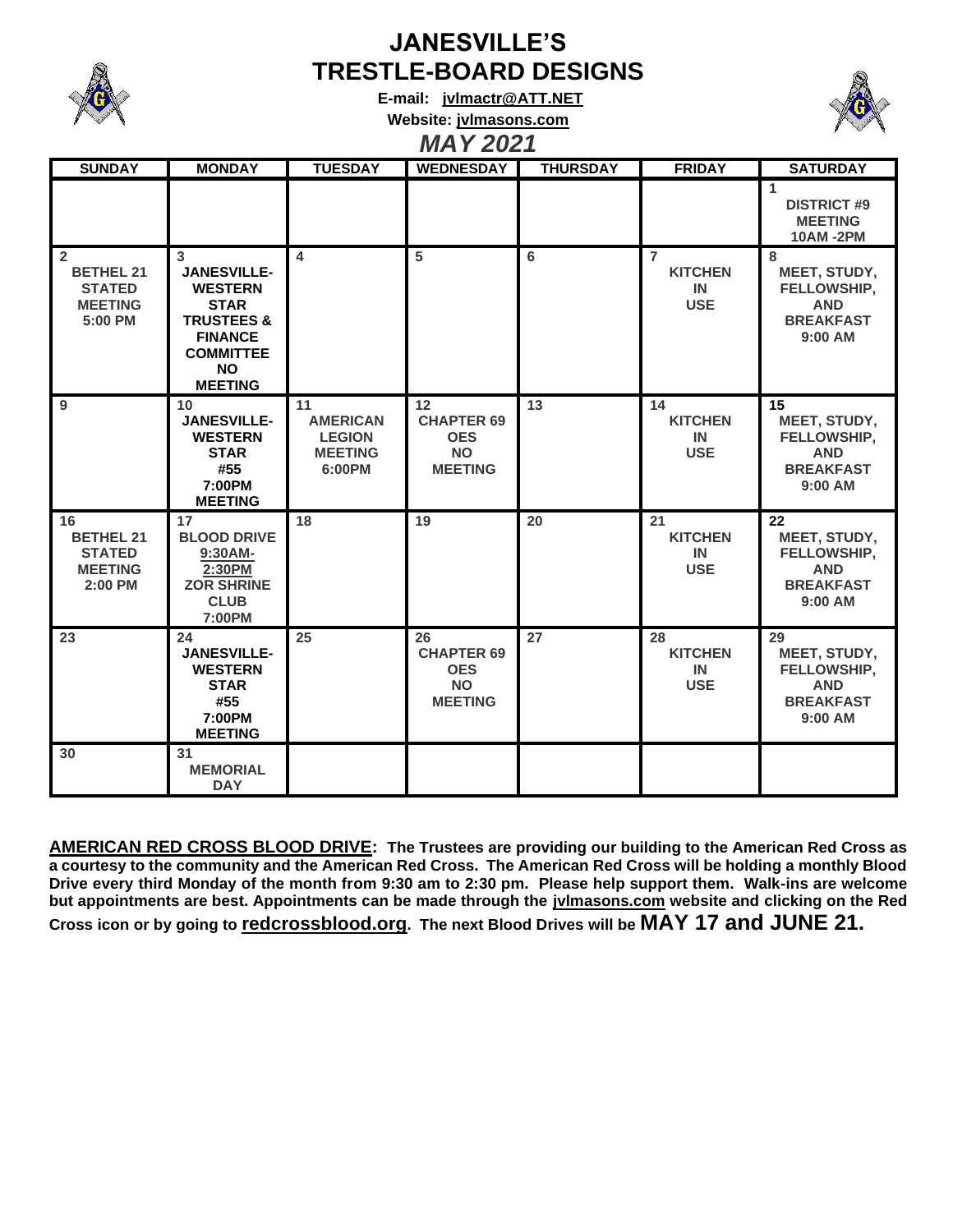# JANESVILLE'S TRESTLE-BOARD DESIGNS

**E-mail: jvlmactr@ATT.NET**

**Website: jvlmasons.com**

## *MAY 2021*

| SUNDAY | MONDAY | TUESDAY | WEDNESDAY | THURSDAY | FRIDAY | SATURDAY |
|---|---|---|---|---|---|---|
| | | | | | | 1 DISTRICT #9 MEETING 10AM -2PM |
| 2 BETHEL 21 STATED MEETING 5:00 PM | 3 JANESVILLE-WESTERN STAR TRUSTEES & FINANCE COMMITTEE NO MEETING | 4 | 5 | 6 | 7 KITCHEN IN USE | 8 MEET, STUDY, FELLOWSHIP, AND BREAKFAST 9:00 AM |
| 9 | 10 JANESVILLE-WESTERN STAR #55 7:00PM MEETING | 11 AMERICAN LEGION MEETING 6:00PM | 12 CHAPTER 69 OES NO MEETING | 13 | 14 KITCHEN IN USE | 15 MEET, STUDY, FELLOWSHIP, AND BREAKFAST 9:00 AM |
| 16 BETHEL 21 STATED MEETING 2:00 PM | 17 BLOOD DRIVE 9:30AM-2:30PM ZOR SHRINE CLUB 7:00PM | 18 | 19 | 20 | 21 KITCHEN IN USE | 22 MEET, STUDY, FELLOWSHIP, AND BREAKFAST 9:00 AM |
| 23 | 24 JANESVILLE-WESTERN STAR #55 7:00PM MEETING | 25 | 26 CHAPTER 69 OES NO MEETING | 27 | 28 KITCHEN IN USE | 29 MEET, STUDY, FELLOWSHIP, AND BREAKFAST 9:00 AM |
| 30 | 31 MEMORIAL DAY | | | | | |

**AMERICAN RED CROSS BLOOD DRIVE: The Trustees are providing our building to the American Red Cross as a courtesy to the community and the American Red Cross. The American Red Cross will be holding a monthly Blood Drive every third Monday of the month from 9:30 am to 2:30 pm. Please help support them. Walk-ins are welcome but appointments are best. Appointments can be made through the jvlmasons.com website and clicking on the Red Cross icon or by going to redcrossblood.org. The next Blood Drives will be MAY 17 and JUNE 21.**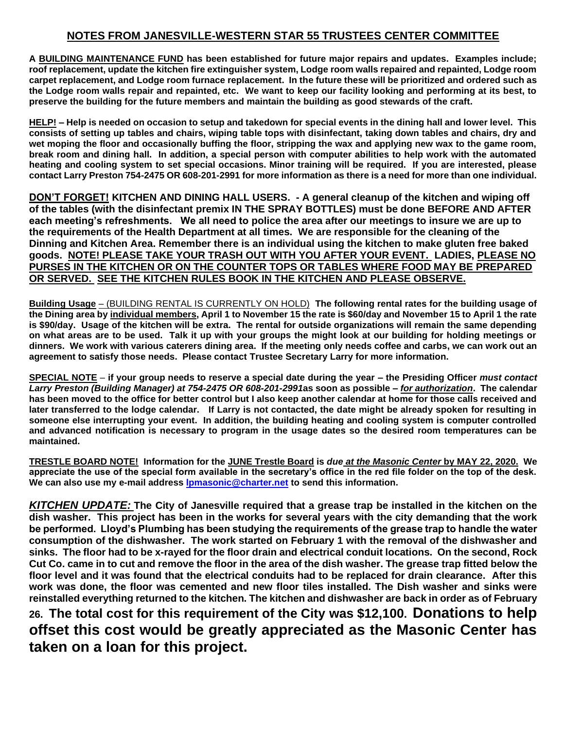## NOTES FROM JANESVILLE-WESTERN STAR 55 TRUSTEES CENTER COMMITTEE

**A <u>BUILDING MAINTENANCE FUND</u> has been established for future major repairs and updates. Examples include; roof replacement, update the kitchen fire extinguisher system, Lodge room walls repaired and repainted, Lodge room carpet replacement, and Lodge room furnace replacement. In the future these will be prioritized and ordered such as the Lodge room walls repair and repainted, etc. We want to keep our facility looking and performing at its best, to preserve the building for the future members and maintain the building as good stewards of the craft.**

**<u>HELP!</u> – Help is needed on occasion to setup and takedown for special events in the dining hall and lower level. This consists of setting up tables and chairs, wiping table tops with disinfectant, taking down tables and chairs, dry and wet moping the floor and occasionally buffing the floor, stripping the wax and applying new wax to the game room, break room and dining hall. In addition, a special person with computer abilities to help work with the automated heating and cooling system to set special occasions. Minor training will be required. If you are interested, please contact Larry Preston 754-2475 OR 608-201-2991 for more information as there is a need for more than one individual.**

**<u>DON'T FORGET!</u> KITCHEN AND DINING HALL USERS. - A general cleanup of the kitchen and wiping off of the tables (with the disinfectant premix IN THE SPRAY BOTTLES) must be done BEFORE AND AFTER each meeting's refreshments. We all need to police the area after our meetings to insure we are up to the requirements of the Health Department at all times. We are responsible for the cleaning of the Dinning and Kitchen Area. Remember there is an individual using the kitchen to make gluten free baked goods. <u>NOTE! PLEASE TAKE YOUR TRASH OUT WITH YOU AFTER YOUR EVENT.</u> LADIES, <u>PLEASE NO PURSES IN THE KITCHEN OR ON THE COUNTER TOPS OR TABLES WHERE FOOD MAY BE PREPARED OR SERVED. SEE THE KITCHEN RULES BOOK IN THE KITCHEN AND PLEASE OBSERVE.</u>**

**<u>Building Usage</u>** – (BUILDING RENTAL IS CURRENTLY ON HOLD) **The following rental rates for the building usage of the Dining area by <u>individual members</u>, April 1 to November 15 the rate is $60/day and November 15 to April 1 the rate is $90/day. Usage of the kitchen will be extra. The rental for outside organizations will remain the same depending on what areas are to be used. Talk it up with your groups the might look at our building for holding meetings or dinners. We work with various caterers dining area. If the meeting only needs coffee and carbs, we can work out an agreement to satisfy those needs. Please contact Trustee Secretary Larry for more information.**

**<u>SPECIAL NOTE</u> – if your group needs to reserve a special date during the year – the Presiding Officer *must contact Larry Preston (Building Manager) at 754-2475 OR 608-201-2991*as soon as possible – *<u>for authorization</u>*. The calendar has been moved to the office for better control but I also keep another calendar at home for those calls received and later transferred to the lodge calendar. If Larry is not contacted, the date might be already spoken for resulting in someone else interrupting your event. In addition, the building heating and cooling system is computer controlled and advanced notification is necessary to program in the usage dates so the desired room temperatures can be maintained.**

**<u>TRESTLE BOARD NOTE!</u> Information for the <u>JUNE</u> Trestle Board is *due <u>at the Masonic Center</u>* <u>by MAY 22, 2020.</u> We appreciate the use of the special form available in the secretary's office in the red file folder on the top of the desk. We can also use my e-mail address lpmasonic@charter.net to send this information.**

***<u>KITCHEN UPDATE:</u>* The City of Janesville required that a grease trap be installed in the kitchen on the dish washer. This project has been in the works for several years with the city demanding that the work be performed. Lloyd's Plumbing has been studying the requirements of the grease trap to handle the water consumption of the dishwasher. The work started on February 1 with the removal of the dishwasher and sinks. The floor had to be x-rayed for the floor drain and electrical conduit locations. On the second, Rock Cut Co. came in to cut and remove the floor in the area of the dish washer. The grease trap fitted below the floor level and it was found that the electrical conduits had to be replaced for drain clearance. After this work was done, the floor was cemented and new floor tiles installed. The Dish washer and sinks were reinstalled everything returned to the kitchen. The kitchen and dishwasher are back in order as of February 26. The total cost for this requirement of the City was $12,100. Donations to help offset this cost would be greatly appreciated as the Masonic Center has taken on a loan for this project.**